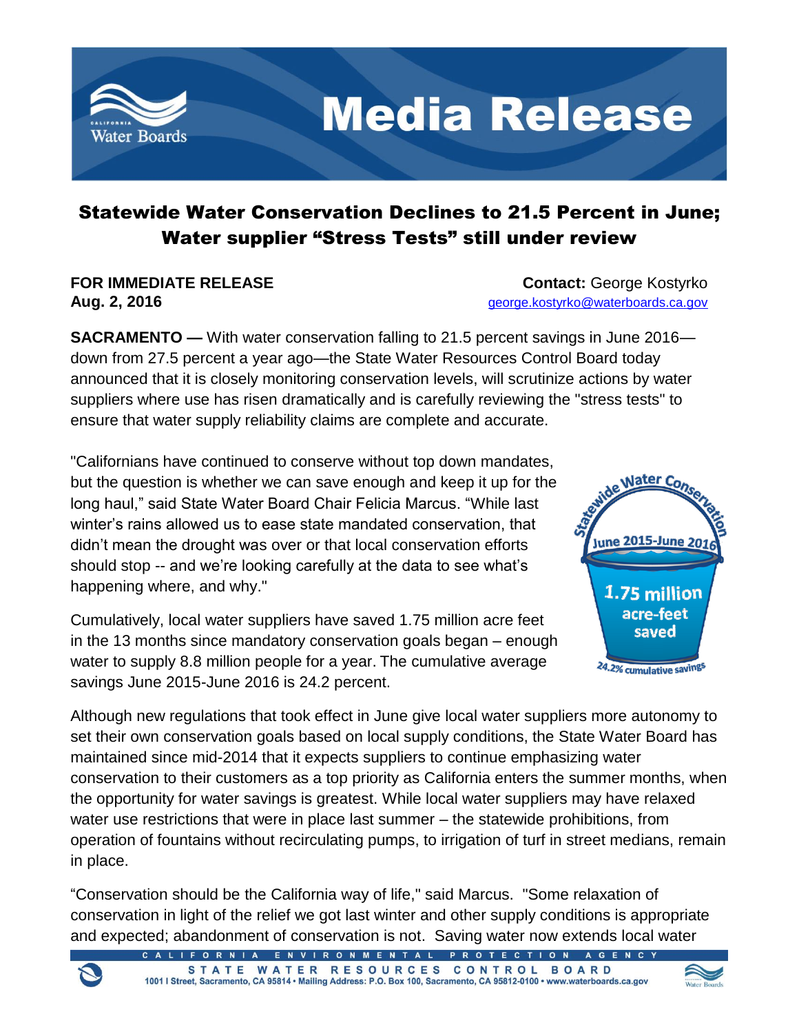# Media Release

## Statewide Water Conservation Declines to 21.5 Percent in June; Water supplier "Stress Tests" still under review

**FOR IMMEDIATE RELEASE**
**Aug. 2, 2016**

**Contact:** George Kostyrko
george.kostyrko@waterboards.ca.gov

**SACRAMENTO —** With water conservation falling to 21.5 percent savings in June 2016—down from 27.5 percent a year ago—the State Water Resources Control Board today announced that it is closely monitoring conservation levels, will scrutinize actions by water suppliers where use has risen dramatically and is carefully reviewing the "stress tests" to ensure that water supply reliability claims are complete and accurate.

"Californians have continued to conserve without top down mandates, but the question is whether we can save enough and keep it up for the long haul," said State Water Board Chair Felicia Marcus. "While last winter's rains allowed us to ease state mandated conservation, that didn't mean the drought was over or that local conservation efforts should stop -- and we're looking carefully at the data to see what's happening where, and why."

Statewide Water Conservation
June 2015-June 2016
1.75 million acre-feet saved
24.2% cumulative savings

Cumulatively, local water suppliers have saved 1.75 million acre feet in the 13 months since mandatory conservation goals began – enough water to supply 8.8 million people for a year. The cumulative average savings June 2015-June 2016 is 24.2 percent.

Although new regulations that took effect in June give local water suppliers more autonomy to set their own conservation goals based on local supply conditions, the State Water Board has maintained since mid-2014 that it expects suppliers to continue emphasizing water conservation to their customers as a top priority as California enters the summer months, when the opportunity for water savings is greatest. While local water suppliers may have relaxed water use restrictions that were in place last summer – the statewide prohibitions, from operation of fountains without recirculating pumps, to irrigation of turf in street medians, remain in place.

"Conservation should be the California way of life," said Marcus. "Some relaxation of conservation in light of the relief we got last winter and other supply conditions is appropriate and expected; abandonment of conservation is not. Saving water now extends local water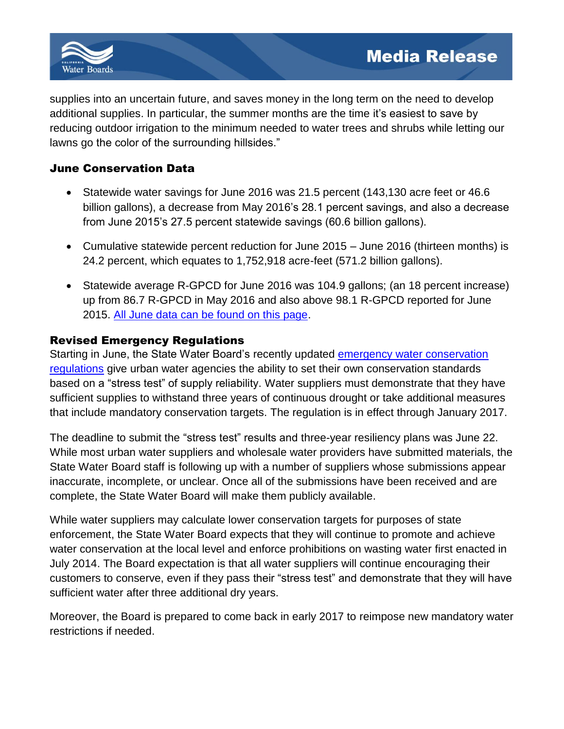supplies into an uncertain future, and saves money in the long term on the need to develop additional supplies. In particular, the summer months are the time it's easiest to save by reducing outdoor irrigation to the minimum needed to water trees and shrubs while letting our lawns go the color of the surrounding hillsides."

## June Conservation Data

- Statewide water savings for June 2016 was 21.5 percent (143,130 acre feet or 46.6 billion gallons), a decrease from May 2016's 28.1 percent savings, and also a decrease from June 2015's 27.5 percent statewide savings (60.6 billion gallons).
- Cumulative statewide percent reduction for June 2015 – June 2016 (thirteen months) is 24.2 percent, which equates to 1,752,918 acre-feet (571.2 billion gallons).
- Statewide average R-GPCD for June 2016 was 104.9 gallons; (an 18 percent increase) up from 86.7 R-GPCD in May 2016 and also above 98.1 R-GPCD reported for June 2015. [All June data can be found on this page].

## Revised Emergency Regulations

Starting in June, the State Water Board's recently updated [emergency water conservation regulations] give urban water agencies the ability to set their own conservation standards based on a "stress test" of supply reliability. Water suppliers must demonstrate that they have sufficient supplies to withstand three years of continuous drought or take additional measures that include mandatory conservation targets. The regulation is in effect through January 2017.

The deadline to submit the "stress test" results and three-year resiliency plans was June 22. While most urban water suppliers and wholesale water providers have submitted materials, the State Water Board staff is following up with a number of suppliers whose submissions appear inaccurate, incomplete, or unclear. Once all of the submissions have been received and are complete, the State Water Board will make them publicly available.

While water suppliers may calculate lower conservation targets for purposes of state enforcement, the State Water Board expects that they will continue to promote and achieve water conservation at the local level and enforce prohibitions on wasting water first enacted in July 2014. The Board expectation is that all water suppliers will continue encouraging their customers to conserve, even if they pass their "stress test" and demonstrate that they will have sufficient water after three additional dry years.

Moreover, the Board is prepared to come back in early 2017 to reimpose new mandatory water restrictions if needed.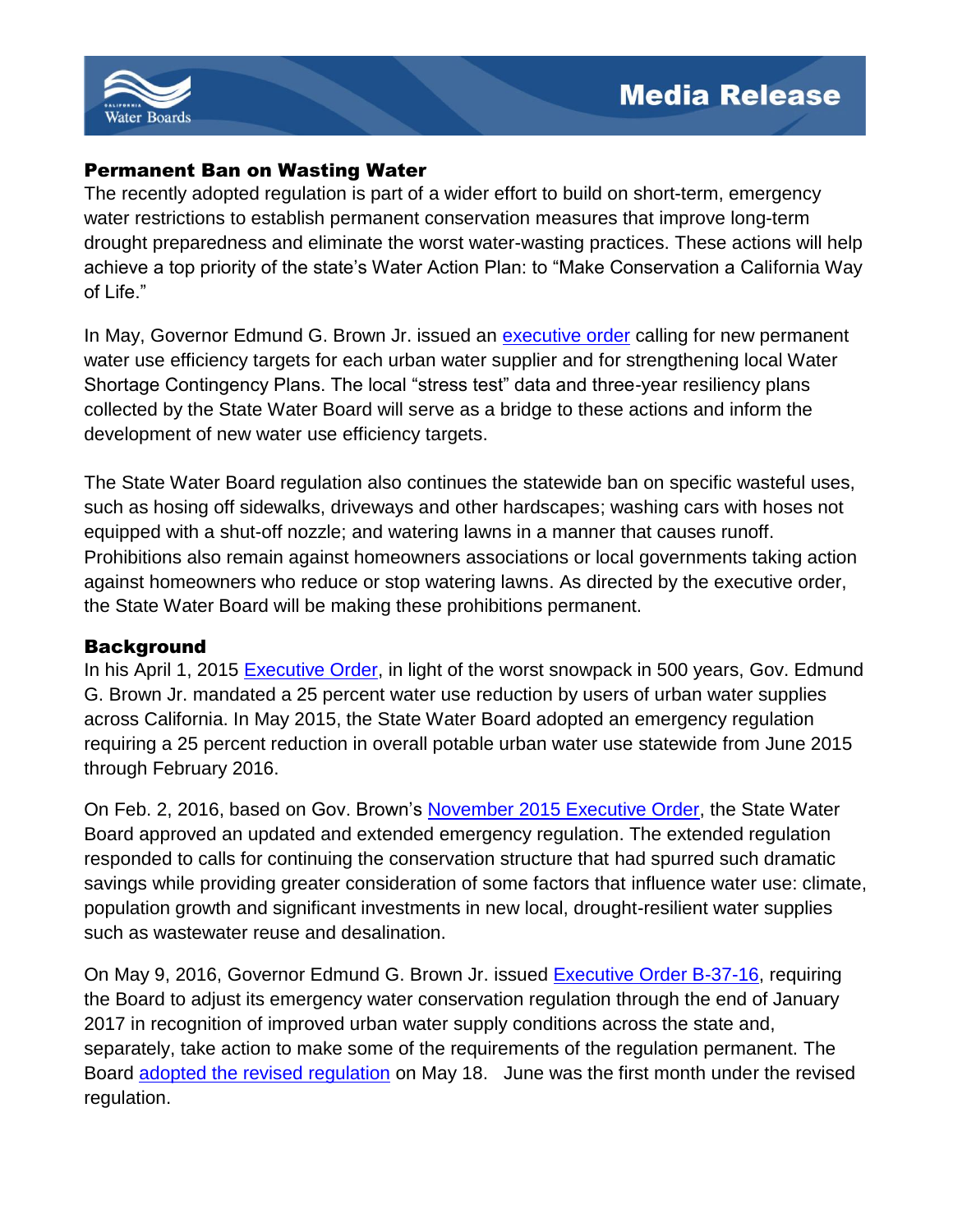## Permanent Ban on Wasting Water

The recently adopted regulation is part of a wider effort to build on short-term, emergency water restrictions to establish permanent conservation measures that improve long-term drought preparedness and eliminate the worst water-wasting practices. These actions will help achieve a top priority of the state's Water Action Plan: to "Make Conservation a California Way of Life."

In May, Governor Edmund G. Brown Jr. issued an executive order calling for new permanent water use efficiency targets for each urban water supplier and for strengthening local Water Shortage Contingency Plans. The local "stress test" data and three-year resiliency plans collected by the State Water Board will serve as a bridge to these actions and inform the development of new water use efficiency targets.

The State Water Board regulation also continues the statewide ban on specific wasteful uses, such as hosing off sidewalks, driveways and other hardscapes; washing cars with hoses not equipped with a shut-off nozzle; and watering lawns in a manner that causes runoff. Prohibitions also remain against homeowners associations or local governments taking action against homeowners who reduce or stop watering lawns. As directed by the executive order, the State Water Board will be making these prohibitions permanent.

## Background

In his April 1, 2015 Executive Order, in light of the worst snowpack in 500 years, Gov. Edmund G. Brown Jr. mandated a 25 percent water use reduction by users of urban water supplies across California. In May 2015, the State Water Board adopted an emergency regulation requiring a 25 percent reduction in overall potable urban water use statewide from June 2015 through February 2016.

On Feb. 2, 2016, based on Gov. Brown's November 2015 Executive Order, the State Water Board approved an updated and extended emergency regulation. The extended regulation responded to calls for continuing the conservation structure that had spurred such dramatic savings while providing greater consideration of some factors that influence water use: climate, population growth and significant investments in new local, drought-resilient water supplies such as wastewater reuse and desalination.

On May 9, 2016, Governor Edmund G. Brown Jr. issued Executive Order B-37-16, requiring the Board to adjust its emergency water conservation regulation through the end of January 2017 in recognition of improved urban water supply conditions across the state and, separately, take action to make some of the requirements of the regulation permanent. The Board adopted the revised regulation on May 18. June was the first month under the revised regulation.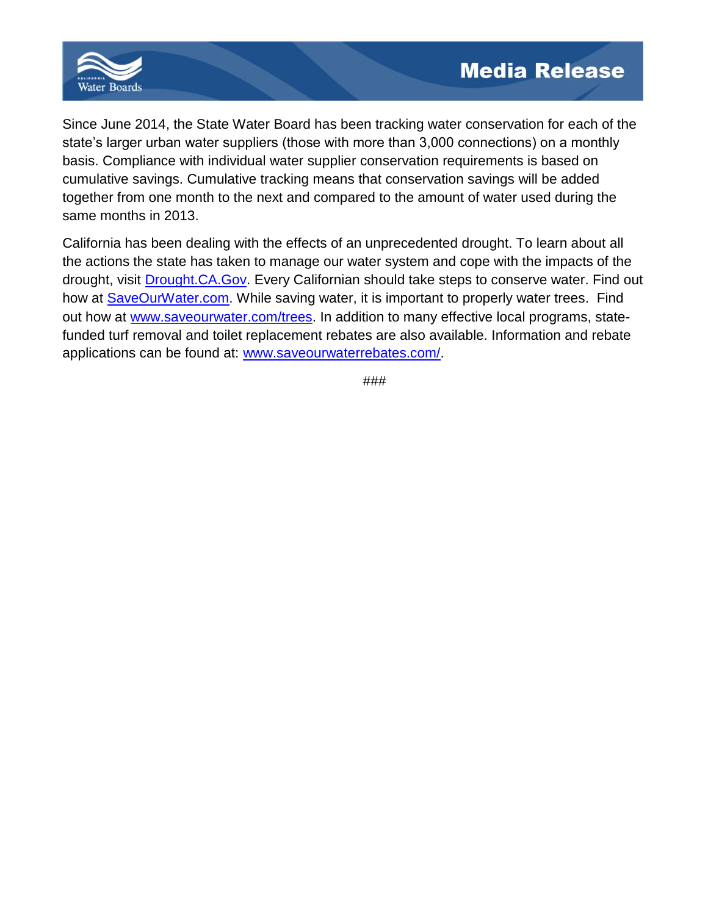Since June 2014, the State Water Board has been tracking water conservation for each of the state's larger urban water suppliers (those with more than 3,000 connections) on a monthly basis. Compliance with individual water supplier conservation requirements is based on cumulative savings. Cumulative tracking means that conservation savings will be added together from one month to the next and compared to the amount of water used during the same months in 2013.

California has been dealing with the effects of an unprecedented drought. To learn about all the actions the state has taken to manage our water system and cope with the impacts of the drought, visit Drought.CA.Gov. Every Californian should take steps to conserve water. Find out how at SaveOurWater.com. While saving water, it is important to properly water trees. Find out how at www.saveourwater.com/trees. In addition to many effective local programs, state-funded turf removal and toilet replacement rebates are also available. Information and rebate applications can be found at: www.saveourwaterrebates.com/.

###